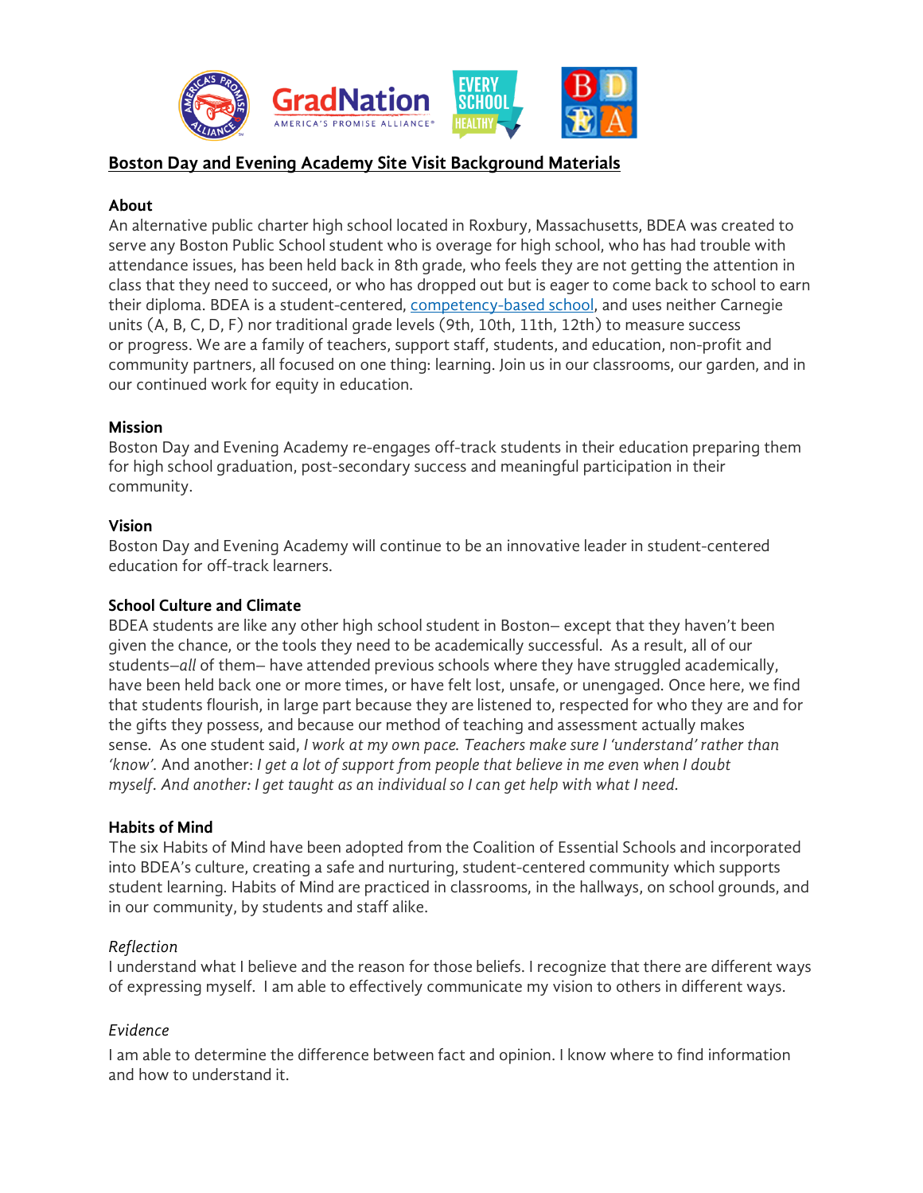# Boston Day and Evening Academy Site Visit Background Materials

**About**

An alternative public charter high school located in Roxbury, Massachusetts, BDEA was created to serve any Boston Public School student who is overage for high school, who has had trouble with attendance issues, has been held back in 8th grade, who feels they are not getting the attention in class that they need to succeed, or who has dropped out but is eager to come back to school to earn their diploma. BDEA is a student-centered, competency-based school, and uses neither Carnegie units (A, B, C, D, F) nor traditional grade levels (9th, 10th, 11th, 12th) to measure success or progress. We are a family of teachers, support staff, students, and education, non-profit and community partners, all focused on one thing: learning. Join us in our classrooms, our garden, and in our continued work for equity in education.

**Mission**

Boston Day and Evening Academy re-engages off-track students in their education preparing them for high school graduation, post-secondary success and meaningful participation in their community.

**Vision**

Boston Day and Evening Academy will continue to be an innovative leader in student-centered education for off-track learners.

**School Culture and Climate**

BDEA students are like any other high school student in Boston– except that they haven't been given the chance, or the tools they need to be academically successful. As a result, all of our students–*all* of them– have attended previous schools where they have struggled academically, have been held back one or more times, or have felt lost, unsafe, or unengaged. Once here, we find that students flourish, in large part because they are listened to, respected for who they are and for the gifts they possess, and because our method of teaching and assessment actually makes sense. As one student said, *I work at my own pace. Teachers make sure I 'understand' rather than 'know'.* And another: *I get a lot of support from people that believe in me even when I doubt myself. And another: I get taught as an individual so I can get help with what I need.*

**Habits of Mind**

The six Habits of Mind have been adopted from the Coalition of Essential Schools and incorporated into BDEA's culture, creating a safe and nurturing, student-centered community which supports student learning. Habits of Mind are practiced in classrooms, in the hallways, on school grounds, and in our community, by students and staff alike.

*Reflection*

I understand what I believe and the reason for those beliefs. I recognize that there are different ways of expressing myself. I am able to effectively communicate my vision to others in different ways.

*Evidence*

I am able to determine the difference between fact and opinion. I know where to find information and how to understand it.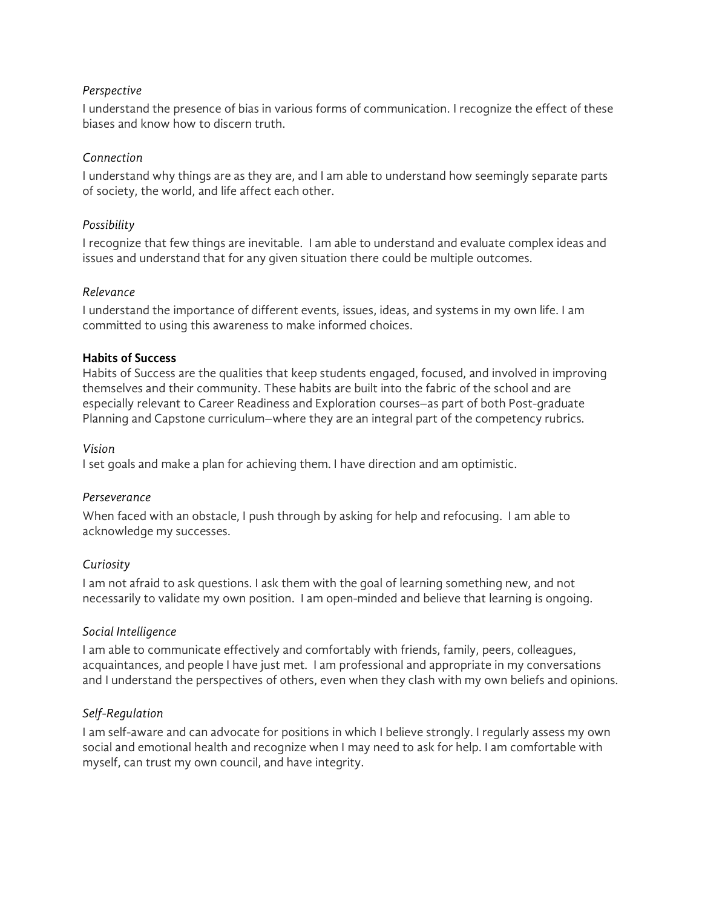*Perspective*

I understand the presence of bias in various forms of communication. I recognize the effect of these biases and know how to discern truth.

*Connection*

I understand why things are as they are, and I am able to understand how seemingly separate parts of society, the world, and life affect each other.

*Possibility*

I recognize that few things are inevitable. I am able to understand and evaluate complex ideas and issues and understand that for any given situation there could be multiple outcomes.

*Relevance*

I understand the importance of different events, issues, ideas, and systems in my own life. I am committed to using this awareness to make informed choices.

**Habits of Success**

Habits of Success are the qualities that keep students engaged, focused, and involved in improving themselves and their community. These habits are built into the fabric of the school and are especially relevant to Career Readiness and Exploration courses—as part of both Post-graduate Planning and Capstone curriculum—where they are an integral part of the competency rubrics.

*Vision*

I set goals and make a plan for achieving them. I have direction and am optimistic.

*Perseverance*

When faced with an obstacle, I push through by asking for help and refocusing. I am able to acknowledge my successes.

*Curiosity*

I am not afraid to ask questions. I ask them with the goal of learning something new, and not necessarily to validate my own position. I am open-minded and believe that learning is ongoing.

*Social Intelligence*

I am able to communicate effectively and comfortably with friends, family, peers, colleagues, acquaintances, and people I have just met. I am professional and appropriate in my conversations and I understand the perspectives of others, even when they clash with my own beliefs and opinions.

*Self-Regulation*

I am self-aware and can advocate for positions in which I believe strongly. I regularly assess my own social and emotional health and recognize when I may need to ask for help. I am comfortable with myself, can trust my own council, and have integrity.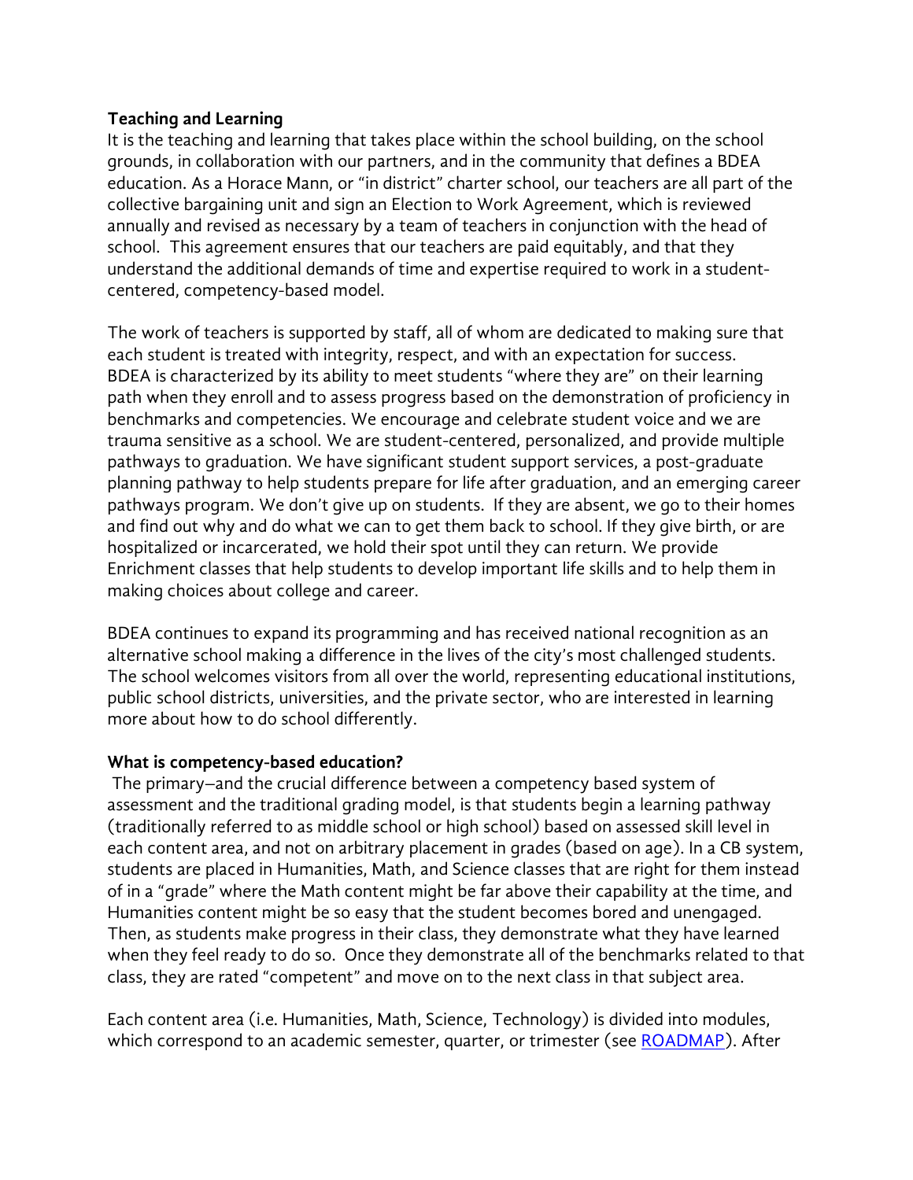**Teaching and Learning**

It is the teaching and learning that takes place within the school building, on the school grounds, in collaboration with our partners, and in the community that defines a BDEA education. As a Horace Mann, or "in district" charter school, our teachers are all part of the collective bargaining unit and sign an Election to Work Agreement, which is reviewed annually and revised as necessary by a team of teachers in conjunction with the head of school. This agreement ensures that our teachers are paid equitably, and that they understand the additional demands of time and expertise required to work in a student-centered, competency-based model.

The work of teachers is supported by staff, all of whom are dedicated to making sure that each student is treated with integrity, respect, and with an expectation for success. BDEA is characterized by its ability to meet students "where they are" on their learning path when they enroll and to assess progress based on the demonstration of proficiency in benchmarks and competencies. We encourage and celebrate student voice and we are trauma sensitive as a school. We are student-centered, personalized, and provide multiple pathways to graduation. We have significant student support services, a post-graduate planning pathway to help students prepare for life after graduation, and an emerging career pathways program. We don't give up on students. If they are absent, we go to their homes and find out why and do what we can to get them back to school. If they give birth, or are hospitalized or incarcerated, we hold their spot until they can return. We provide Enrichment classes that help students to develop important life skills and to help them in making choices about college and career.

BDEA continues to expand its programming and has received national recognition as an alternative school making a difference in the lives of the city's most challenged students. The school welcomes visitors from all over the world, representing educational institutions, public school districts, universities, and the private sector, who are interested in learning more about how to do school differently.

**What is competency-based education?**

The primary–and the crucial difference between a competency based system of assessment and the traditional grading model, is that students begin a learning pathway (traditionally referred to as middle school or high school) based on assessed skill level in each content area, and not on arbitrary placement in grades (based on age). In a CB system, students are placed in Humanities, Math, and Science classes that are right for them instead of in a "grade" where the Math content might be far above their capability at the time, and Humanities content might be so easy that the student becomes bored and unengaged. Then, as students make progress in their class, they demonstrate what they have learned when they feel ready to do so. Once they demonstrate all of the benchmarks related to that class, they are rated "competent" and move on to the next class in that subject area.

Each content area (i.e. Humanities, Math, Science, Technology) is divided into modules, which correspond to an academic semester, quarter, or trimester (see [ROADMAP]). After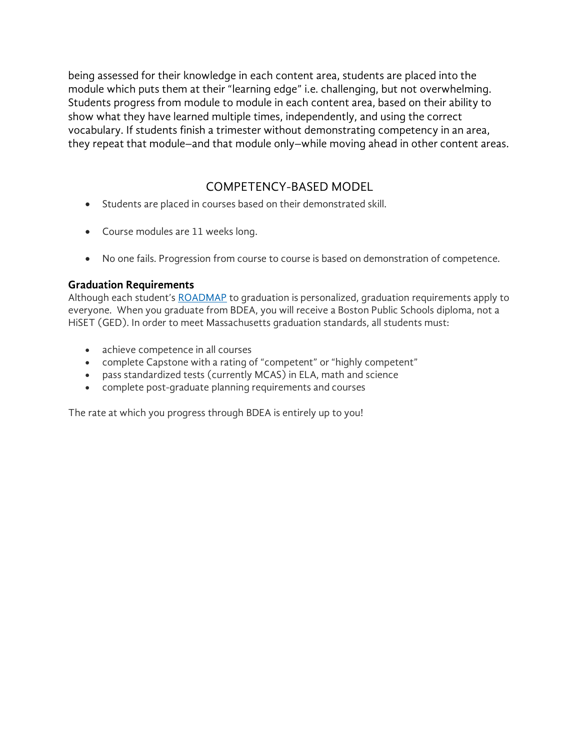being assessed for their knowledge in each content area, students are placed into the module which puts them at their "learning edge" i.e. challenging, but not overwhelming. Students progress from module to module in each content area, based on their ability to show what they have learned multiple times, independently, and using the correct vocabulary. If students finish a trimester without demonstrating competency in an area, they repeat that module–and that module only–while moving ahead in other content areas.

## COMPETENCY-BASED MODEL

- Students are placed in courses based on their demonstrated skill.
- Course modules are 11 weeks long.
- No one fails. Progression from course to course is based on demonstration of competence.

### Graduation Requirements

Although each student's ROADMAP to graduation is personalized, graduation requirements apply to everyone. When you graduate from BDEA, you will receive a Boston Public Schools diploma, not a HiSET (GED). In order to meet Massachusetts graduation standards, all students must:

- achieve competence in all courses
- complete Capstone with a rating of "competent" or "highly competent"
- pass standardized tests (currently MCAS) in ELA, math and science
- complete post-graduate planning requirements and courses

The rate at which you progress through BDEA is entirely up to you!